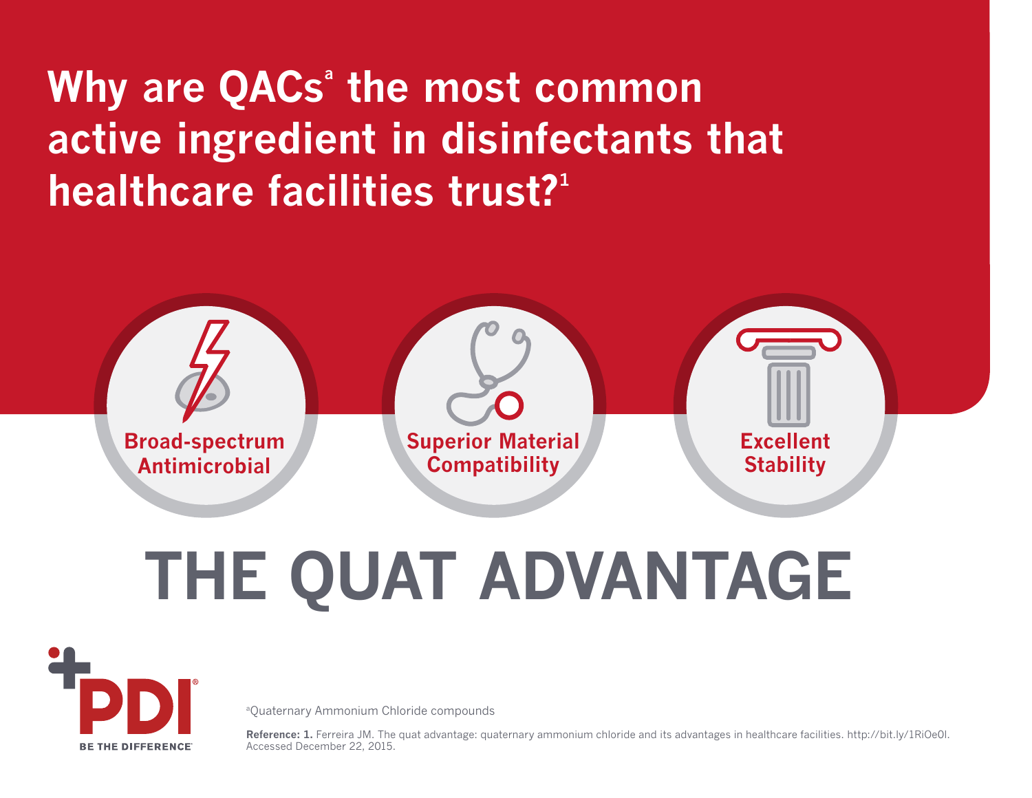# Why are QACs[a] the most common active ingredient in disinfectants that healthcare facilities trust?[1]

**Broad-spectrum Antimicrobial**

**Superior Material Compatibility**

**Excellent Stability**

# THE QUAT ADVANTAGE

PDI®

BE THE DIFFERENCE

[a]Quaternary Ammonium Chloride compounds

**Reference: 1.** Ferreira JM. The quat advantage: quaternary ammonium chloride and its advantages in healthcare facilities. http://bit.ly/1RiOe0l. Accessed December 22, 2015.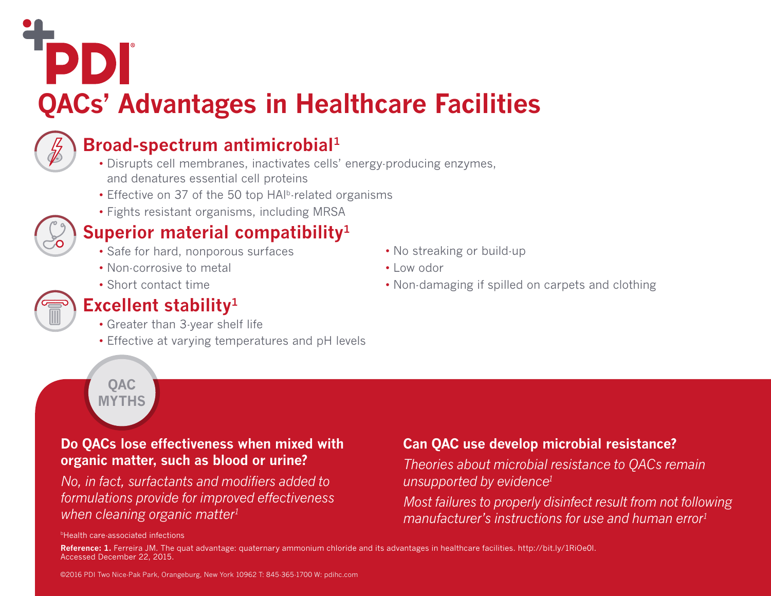# QACs' Advantages in Healthcare Facilities

## Broad-spectrum antimicrobial[1]

- Disrupts cell membranes, inactivates cells' energy-producing enzymes, and denatures essential cell proteins
- Effective on 37 of the 50 top HAI[b]-related organisms
- Fights resistant organisms, including MRSA

## Superior material compatibility[1]

- Safe for hard, nonporous surfaces
- Non-corrosive to metal
- Short contact time
- No streaking or build-up
- Low odor
- Non-damaging if spilled on carpets and clothing

## Excellent stability[1]

- Greater than 3-year shelf life
- Effective at varying temperatures and pH levels

## QAC MYTHS

**Do QACs lose effectiveness when mixed with organic matter, such as blood or urine?**

*No, in fact, surfactants and modifiers added to formulations provide for improved effectiveness when cleaning organic matter*[1]

**Can QAC use develop microbial resistance?**

*Theories about microbial resistance to QACs remain unsupported by evidence*[1]

*Most failures to properly disinfect result from not following manufacturer's instructions for use and human error*[1]

[b]Health care-associated infections

**Reference: 1.** Ferreira JM. The quat advantage: quaternary ammonium chloride and its advantages in healthcare facilities. http://bit.ly/1RiOe0l. Accessed December 22, 2015.

©2016 PDI Two Nice-Pak Park, Orangeburg, New York 10962 T: 845-365-1700 W: pdihc.com